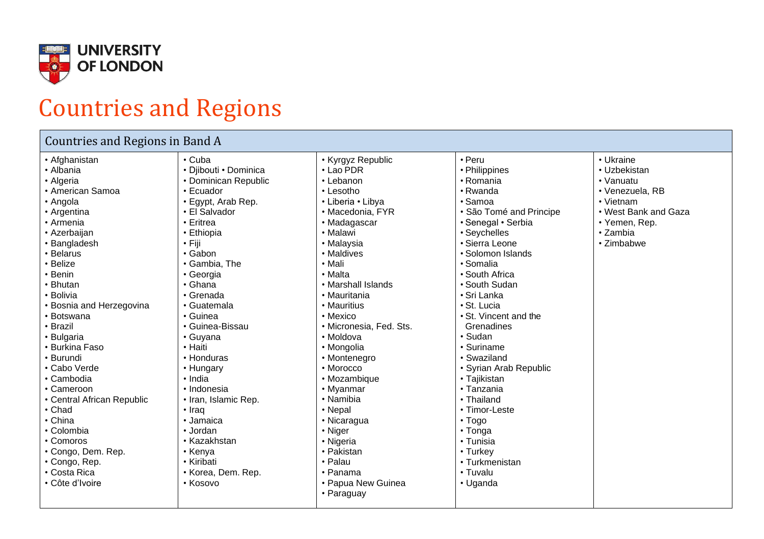# Countries and Regions

## Countries and Regions in Band A

- Afghanistan
- Albania
- Algeria
- American Samoa
- Angola
- Argentina
- Armenia
- Azerbaijan
- Bangladesh
- Belarus
- Belize
- Benin
- Bhutan
- Bolivia
- Bosnia and Herzegovina
- Botswana
- Brazil
- Bulgaria
- Burkina Faso
- Burundi
- Cabo Verde
- Cambodia
- Cameroon
- Central African Republic
- Chad
- China
- Colombia
- Comoros
- Congo, Dem. Rep.
- Congo, Rep.
- Costa Rica
- Côte d'Ivoire
- Cuba
- Djibouti • Dominica
- Dominican Republic
- Ecuador
- Egypt, Arab Rep.
- El Salvador
- Eritrea
- Ethiopia
- Fiji
- Gabon
- Gambia, The
- Georgia
- Ghana
- Grenada
- Guatemala
- Guinea
- Guinea-Bissau
- Guyana
- Haiti
- Honduras
- Hungary
- India
- Indonesia
- Iran, Islamic Rep.
- Iraq
- Jamaica
- Jordan
- Kazakhstan
- Kenya
- Kiribati
- Korea, Dem. Rep.
- Kosovo
- Kyrgyz Republic
- Lao PDR
- Lebanon
- Lesotho
- Liberia • Libya
- Macedonia, FYR
- Madagascar
- Malawi
- Malaysia
- Maldives
- Mali
- Malta
- Marshall Islands
- Mauritania
- Mauritius
- Mexico
- Micronesia, Fed. Sts.
- Moldova
- Mongolia
- Montenegro
- Morocco
- Mozambique
- Myanmar
- Namibia
- Nepal
- Nicaragua
- Niger
- Nigeria
- Pakistan
- Palau
- Panama
- Papua New Guinea
- Paraguay
- Peru
- Philippines
- Romania
- Rwanda
- Samoa
- São Tomé and Principe
- Senegal • Serbia
- Seychelles
- Sierra Leone
- Solomon Islands
- Somalia
- South Africa
- South Sudan
- Sri Lanka
- St. Lucia
- St. Vincent and the Grenadines
- Sudan
- Suriname
- Swaziland
- Syrian Arab Republic
- Tajikistan
- Tanzania
- Thailand
- Timor-Leste
- Togo
- Tonga
- Tunisia
- Turkey
- Turkmenistan
- Tuvalu
- Uganda
- Ukraine
- Uzbekistan
- Vanuatu
- Venezuela, RB
- Vietnam
- West Bank and Gaza
- Yemen, Rep.
- Zambia
- Zimbabwe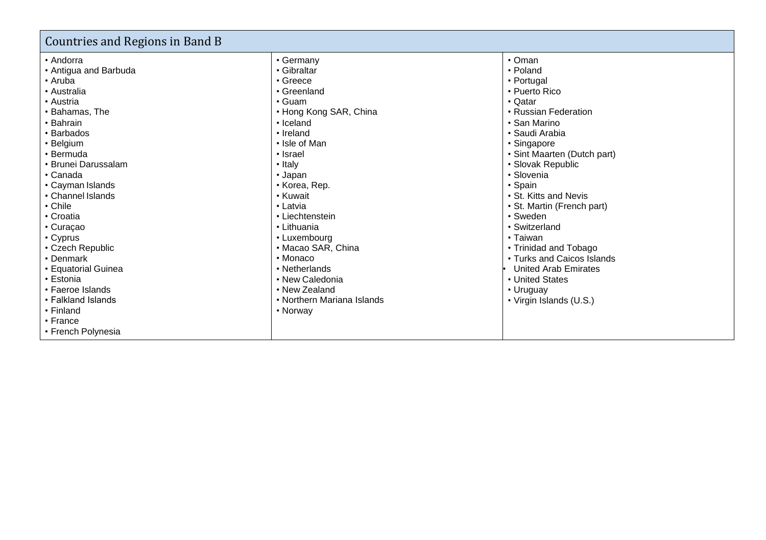## Countries and Regions in Band B

- Andorra
- Antigua and Barbuda
- Aruba
- Australia
- Austria
- Bahamas, The
- Bahrain
- Barbados
- Belgium
- Bermuda
- Brunei Darussalam
- Canada
- Cayman Islands
- Channel Islands
- Chile
- Croatia
- Curaçao
- Cyprus
- Czech Republic
- Denmark
- Equatorial Guinea
- Estonia
- Faeroe Islands
- Falkland Islands
- Finland
- France
- French Polynesia
- Germany
- Gibraltar
- Greece
- Greenland
- Guam
- Hong Kong SAR, China
- Iceland
- Ireland
- Isle of Man
- Israel
- Italy
- Japan
- Korea, Rep.
- Kuwait
- Latvia
- Liechtenstein
- Lithuania
- Luxembourg
- Macao SAR, China
- Monaco
- Netherlands
- New Caledonia
- New Zealand
- Northern Mariana Islands
- Norway
- Oman
- Poland
- Portugal
- Puerto Rico
- Qatar
- Russian Federation
- San Marino
- Saudi Arabia
- Singapore
- Sint Maarten (Dutch part)
- Slovak Republic
- Slovenia
- Spain
- St. Kitts and Nevis
- St. Martin (French part)
- Sweden
- Switzerland
- Taiwan
- Trinidad and Tobago
- Turks and Caicos Islands
- United Arab Emirates
- United States
- Uruguay
- Virgin Islands (U.S.)